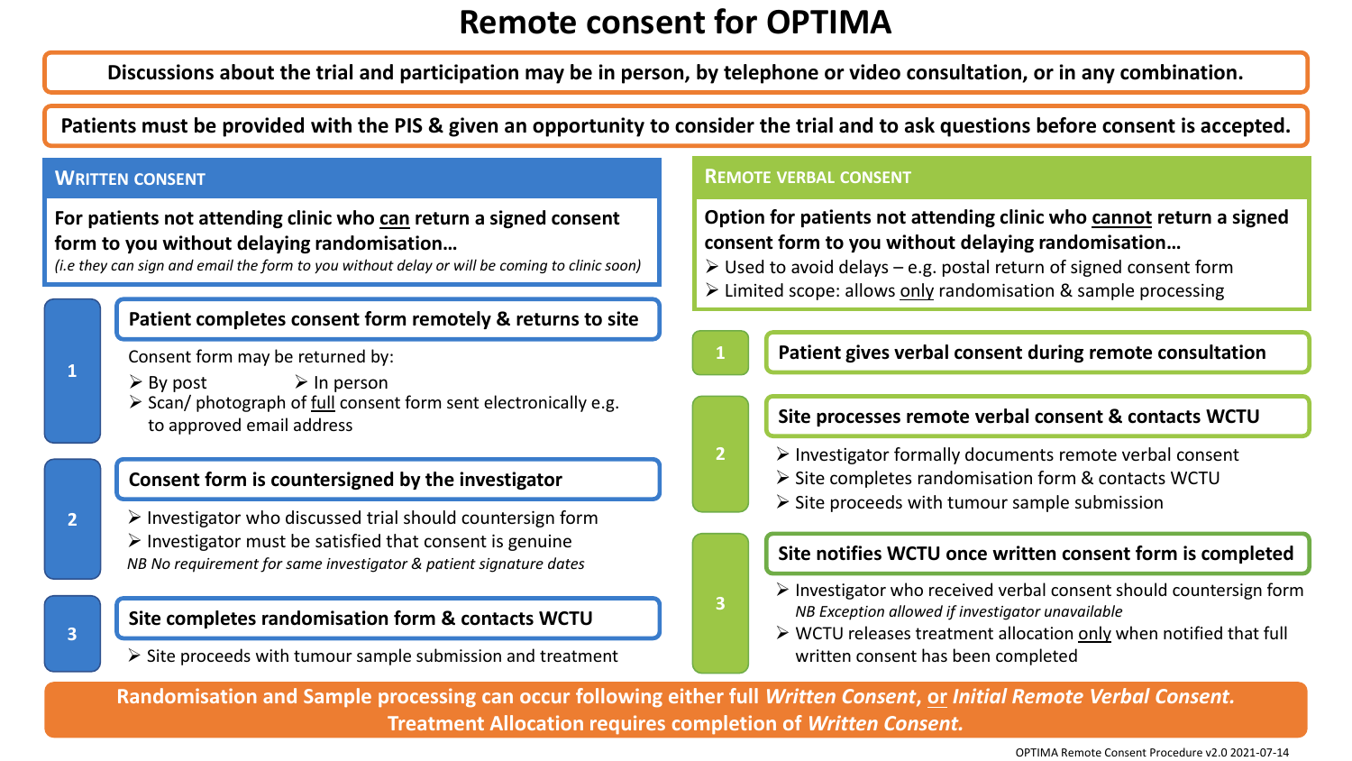# Remote consent for OPTIMA

**Discussions about the trial and participation may be in person, by telephone or video consultation, or in any combination.**

**Patients must be provided with the PIS & given an opportunity to consider the trial and to ask questions before consent is accepted.**

## Written consent

**For patients not attending clinic who can return a signed consent form to you without delaying randomisation…**

*(i.e they can sign and email the form to you without delay or will be coming to clinic soon)*

### 1. Patient completes consent form remotely & returns to site

Consent form may be returned by:

- By post
- In person
- Scan/ photograph of full consent form sent electronically e.g. to approved email address

### 2. Consent form is countersigned by the investigator

- Investigator who discussed trial should countersign form
- Investigator must be satisfied that consent is genuine

*NB No requirement for same investigator & patient signature dates*

### 3. Site completes randomisation form & contacts WCTU

- Site proceeds with tumour sample submission and treatment

## Remote verbal consent

**Option for patients not attending clinic who cannot return a signed consent form to you without delaying randomisation…**

- Used to avoid delays – e.g. postal return of signed consent form
- Limited scope: allows only randomisation & sample processing

### 1. Patient gives verbal consent during remote consultation

### 2. Site processes remote verbal consent & contacts WCTU

- Investigator formally documents remote verbal consent
- Site completes randomisation form & contacts WCTU
- Site proceeds with tumour sample submission

### 3. Site notifies WCTU once written consent form is completed

- Investigator who received verbal consent should countersign form
  *NB Exception allowed if investigator unavailable*
- WCTU releases treatment allocation only when notified that full written consent has been completed

**Randomisation and Sample processing can occur following either full *Written Consent*, or *Initial Remote Verbal Consent.***
**Treatment Allocation requires completion of *Written Consent.***

OPTIMA Remote Consent Procedure v2.0 2021-07-14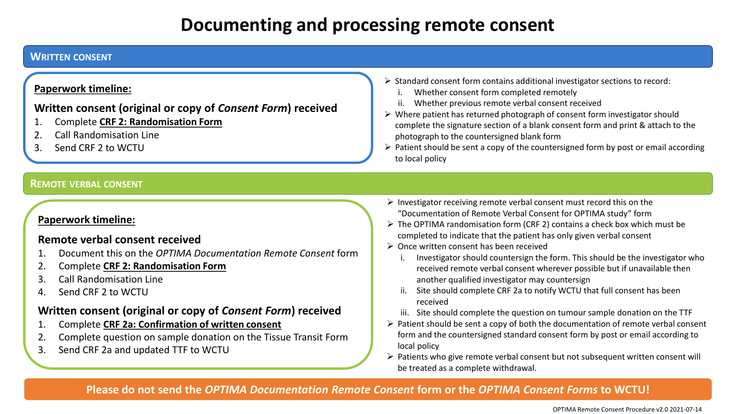# Documenting and processing remote consent

## Written consent

**Paperwork timeline:**

### Written consent (original or copy of *Consent Form*) received

1. Complete **CRF 2: Randomisation Form**
2. Call Randomisation Line
3. Send CRF 2 to WCTU

- Standard consent form contains additional investigator sections to record:
  1. Whether consent form completed remotely
  2. Whether previous remote verbal consent received
- Where patient has returned photograph of consent form investigator should complete the signature section of a blank consent form and print & attach to the photograph to the countersigned blank form
- Patient should be sent a copy of the countersigned form by post or email according to local policy

## Remote verbal consent

**Paperwork timeline:**

### Remote verbal consent received

1. Document this on the *OPTIMA Documentation Remote Consent* form
2. Complete **CRF 2: Randomisation Form**
3. Call Randomisation Line
4. Send CRF 2 to WCTU

### Written consent (original or copy of *Consent Form*) received

1. Complete **CRF 2a: Confirmation of written consent**
2. Complete question on sample donation on the Tissue Transit Form
3. Send CRF 2a and updated TTF to WCTU

- Investigator receiving remote verbal consent must record this on the "Documentation of Remote Verbal Consent for OPTIMA study" form
- The OPTIMA randomisation form (CRF 2) contains a check box which must be completed to indicate that the patient has only given verbal consent
- Once written consent has been received
  1. Investigator should countersign the form. This should be the investigator who received remote verbal consent wherever possible but if unavailable then another qualified investigator may countersign
  2. Site should complete CRF 2a to notify WCTU that full consent has been received
  3. Site should complete the question on tumour sample donation on the TTF
- Patient should be sent a copy of both the documentation of remote verbal consent form and the countersigned standard consent form by post or email according to local policy
- Patients who give remote verbal consent but not subsequent written consent will be treated as a complete withdrawal.

**Please do not send the *OPTIMA Documentation Remote Consent* form or the *OPTIMA Consent Forms* to WCTU!**

OPTIMA Remote Consent Procedure v2.0 2021-07-14